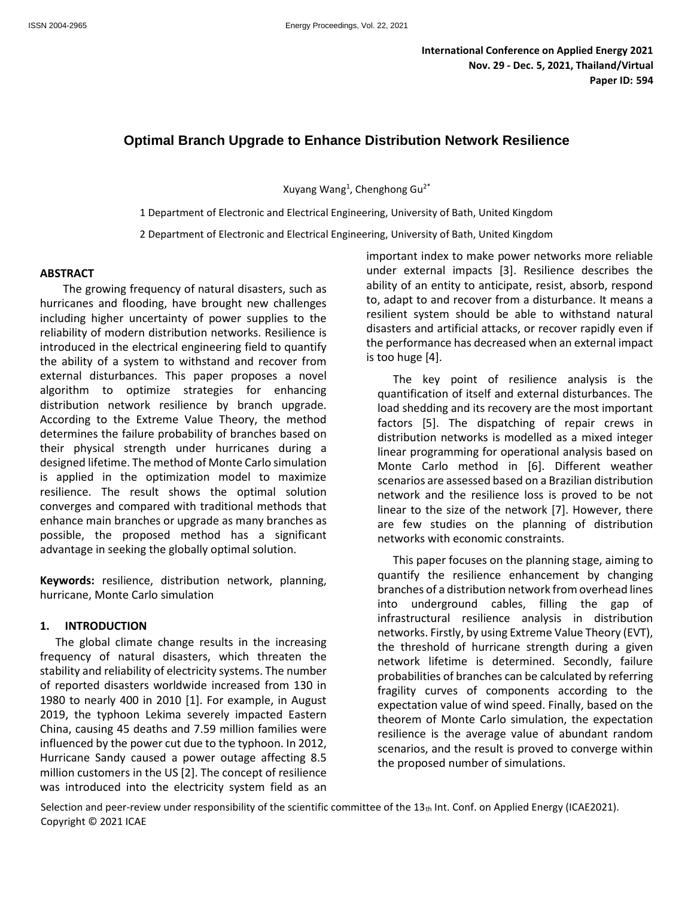# Optimal Branch Upgrade to Enhance Distribution Network Resilience

Xuyang Wang[1], Chenghong Gu[2*]

1 Department of Electronic and Electrical Engineering, University of Bath, United Kingdom

2 Department of Electronic and Electrical Engineering, University of Bath, United Kingdom

## ABSTRACT

The growing frequency of natural disasters, such as hurricanes and flooding, have brought new challenges including higher uncertainty of power supplies to the reliability of modern distribution networks. Resilience is introduced in the electrical engineering field to quantify the ability of a system to withstand and recover from external disturbances. This paper proposes a novel algorithm to optimize strategies for enhancing distribution network resilience by branch upgrade. According to the Extreme Value Theory, the method determines the failure probability of branches based on their physical strength under hurricanes during a designed lifetime. The method of Monte Carlo simulation is applied in the optimization model to maximize resilience. The result shows the optimal solution converges and compared with traditional methods that enhance main branches or upgrade as many branches as possible, the proposed method has a significant advantage in seeking the globally optimal solution.

**Keywords:** resilience, distribution network, planning, hurricane, Monte Carlo simulation

## 1. INTRODUCTION

The global climate change results in the increasing frequency of natural disasters, which threaten the stability and reliability of electricity systems. The number of reported disasters worldwide increased from 130 in 1980 to nearly 400 in 2010 [1]. For example, in August 2019, the typhoon Lekima severely impacted Eastern China, causing 45 deaths and 7.59 million families were influenced by the power cut due to the typhoon. In 2012, Hurricane Sandy caused a power outage affecting 8.5 million customers in the US [2]. The concept of resilience was introduced into the electricity system field as an important index to make power networks more reliable under external impacts [3]. Resilience describes the ability of an entity to anticipate, resist, absorb, respond to, adapt to and recover from a disturbance. It means a resilient system should be able to withstand natural disasters and artificial attacks, or recover rapidly even if the performance has decreased when an external impact is too huge [4].

The key point of resilience analysis is the quantification of itself and external disturbances. The load shedding and its recovery are the most important factors [5]. The dispatching of repair crews in distribution networks is modelled as a mixed integer linear programming for operational analysis based on Monte Carlo method in [6]. Different weather scenarios are assessed based on a Brazilian distribution network and the resilience loss is proved to be not linear to the size of the network [7]. However, there are few studies on the planning of distribution networks with economic constraints.

This paper focuses on the planning stage, aiming to quantify the resilience enhancement by changing branches of a distribution network from overhead lines into underground cables, filling the gap of infrastructural resilience analysis in distribution networks. Firstly, by using Extreme Value Theory (EVT), the threshold of hurricane strength during a given network lifetime is determined. Secondly, failure probabilities of branches can be calculated by referring fragility curves of components according to the expectation value of wind speed. Finally, based on the theorem of Monte Carlo simulation, the expectation resilience is the average value of abundant random scenarios, and the result is proved to converge within the proposed number of simulations.

Selection and peer-review under responsibility of the scientific committee of the 13th Int. Conf. on Applied Energy (ICAE2021).
Copyright © 2021 ICAE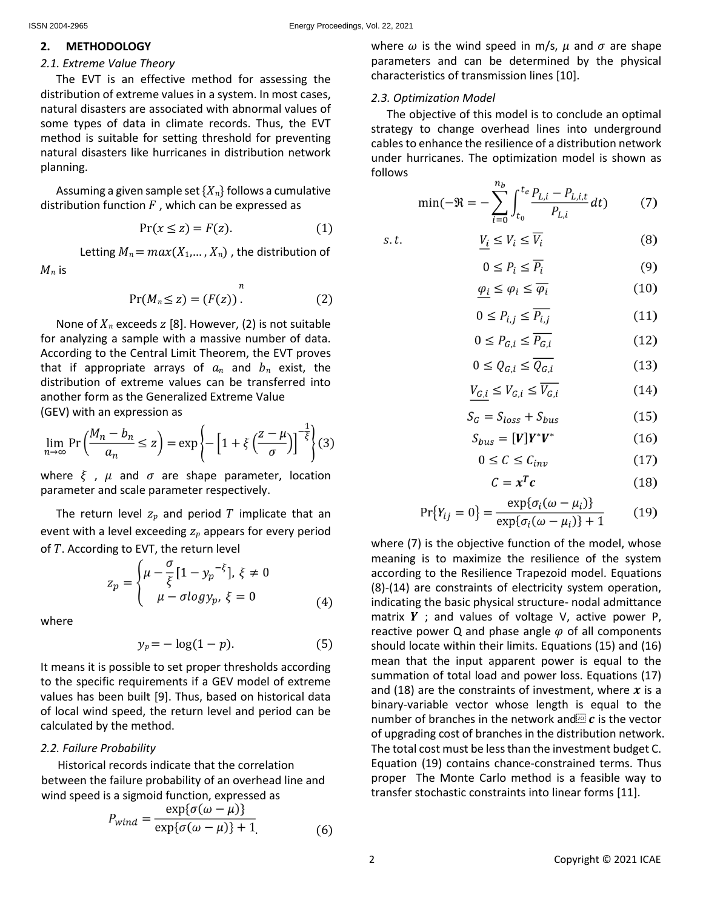## 2. METHODOLOGY

### 2.1. Extreme Value Theory

The EVT is an effective method for assessing the distribution of extreme values in a system. In most cases, natural disasters are associated with abnormal values of some types of data in climate records. Thus, the EVT method is suitable for setting threshold for preventing natural disasters like hurricanes in distribution network planning.

Assuming a given sample set $\{X_n\}$ follows a cumulative distribution function $F$ , which can be expressed as

$$\Pr(x \leq z) = F(z). \tag{1}$$

Letting $M_n = max(X_1, \dots, X_n)$ , the distribution of $M_n$ is

$$\Pr(M_n \leq z) = (F(z))^{n}. \tag{2}$$

None of $X_n$ exceeds $z$ [8]. However, (2) is not suitable for analyzing a sample with a massive number of data. According to the Central Limit Theorem, the EVT proves that if appropriate arrays of $a_n$ and $b_n$ exist, the distribution of extreme values can be transferred into another form as the Generalized Extreme Value (GEV) with an expression as

$$\lim_{n\to\infty} \Pr\left(\frac{M_n - b_n}{a_n} \leq z\right) = \exp\left\{-\left[1 + \xi\left(\frac{z-\mu}{\sigma}\right)\right]^{-\frac{1}{\xi}}\right\} \tag{3}$$

where $\xi$ , $\mu$ and $\sigma$ are shape parameter, location parameter and scale parameter respectively.

The return level $z_p$ and period $T$ implicate that an event with a level exceeding $z_p$ appears for every period of $T$. According to EVT, the return level

$$z_p = \begin{cases} \mu - \dfrac{\sigma}{\xi}[1 - y_p{}^{-\xi}],\ \xi \neq 0 \\ \mu - \sigma log y_p,\ \xi = 0 \end{cases} \tag{4}$$

where

$$y_p = -\log(1-p). \tag{5}$$

It means it is possible to set proper thresholds according to the specific requirements if a GEV model of extreme values has been built [9]. Thus, based on historical data of local wind speed, the return level and period can be calculated by the method.

### 2.2. Failure Probability

Historical records indicate that the correlation between the failure probability of an overhead line and wind speed is a sigmoid function, expressed as

$$P_{wind} = \frac{\exp\{\sigma(\omega - \mu)\}}{\exp\{\sigma(\omega - \mu)\} + 1}. \tag{6}$$

where $\omega$ is the wind speed in m/s, $\mu$ and $\sigma$ are shape parameters and can be determined by the physical characteristics of transmission lines [10].

### 2.3. Optimization Model

The objective of this model is to conclude an optimal strategy to change overhead lines into underground cables to enhance the resilience of a distribution network under hurricanes. The optimization model is shown as follows

$$\min(-\Re = -\sum_{i=0}^{n_b} \int_{t_0}^{t_e} \frac{P_{L,i} - P_{L,i,t}}{P_{L,i}} dt) \tag{7}$$

$$s.t. \quad \underline{V_i} \leq V_i \leq \overline{V_i} \tag{8}$$

$$0 \leq P_i \leq \overline{P_i} \tag{9}$$

$$\underline{\varphi_i} \leq \varphi_i \leq \overline{\varphi_i} \tag{10}$$

$$0 \leq P_{i,j} \leq \overline{P_{i,j}} \tag{11}$$

$$0 \leq P_{G,i} \leq \overline{P_{G,i}} \tag{12}$$

$$0 \leq Q_{G,i} \leq \overline{Q_{G,i}} \tag{13}$$

$$\underline{V_{G,i}} \leq V_{G,i} \leq \overline{V_{G,i}} \tag{14}$$

$$S_G = S_{loss} + S_{bus} \tag{15}$$

$$S_{bus} = [\boldsymbol{V}]\boldsymbol{Y}^*\boldsymbol{V}^* \tag{16}$$

$$0 \leq C \leq C_{inv} \tag{17}$$

$$C = \boldsymbol{x}^T\boldsymbol{c} \tag{18}$$

$$\Pr\{Y_{ij} = 0\} = \frac{\exp\{\sigma_i(\omega - \mu_i)\}}{\exp\{\sigma_i(\omega - \mu_i)\} + 1} \tag{19}$$

where (7) is the objective function of the model, whose meaning is to maximize the resilience of the system according to the Resilience Trapezoid model. Equations (8)-(14) are constraints of electricity system operation, indicating the basic physical structure- nodal admittance matrix $\boldsymbol{Y}$ ; and values of voltage V, active power P, reactive power Q and phase angle $\varphi$ of all components should locate within their limits. Equations (15) and (16) mean that the input apparent power is equal to the summation of total load and power loss. Equations (17) and (18) are the constraints of investment, where $\boldsymbol{x}$ is a binary-variable vector whose length is equal to the number of branches in the network and $\boldsymbol{c}$ is the vector of upgrading cost of branches in the distribution network. The total cost must be less than the investment budget C. Equation (19) contains chance-constrained terms. Thus proper The Monte Carlo method is a feasible way to transfer stochastic constraints into linear forms [11].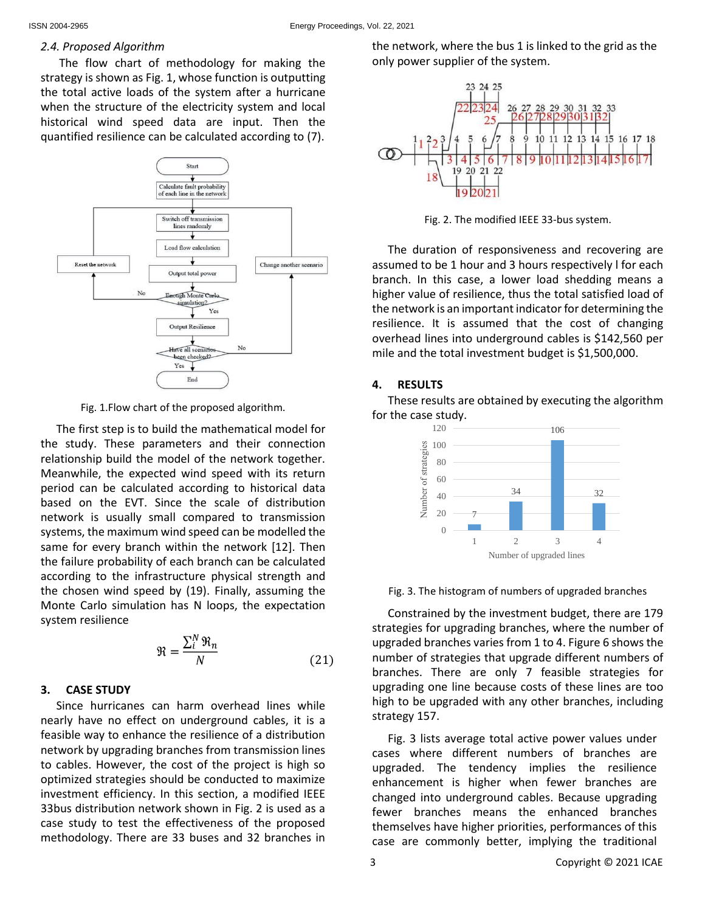### 2.4. Proposed Algorithm

The flow chart of methodology for making the strategy is shown as Fig. 1, whose function is outputting the total active loads of the system after a hurricane when the structure of the electricity system and local historical wind speed data are input. Then the quantified resilience can be calculated according to (7).

Fig. 1.Flow chart of the proposed algorithm.

The first step is to build the mathematical model for the study. These parameters and their connection relationship build the model of the network together. Meanwhile, the expected wind speed with its return period can be calculated according to historical data based on the EVT. Since the scale of distribution network is usually small compared to transmission systems, the maximum wind speed can be modelled the same for every branch within the network [12]. Then the failure probability of each branch can be calculated according to the infrastructure physical strength and the chosen wind speed by (19). Finally, assuming the Monte Carlo simulation has N loops, the expectation system resilience

$$\mathfrak{R} = \frac{\sum_{i}^{N} \mathfrak{R}_n}{N} \tag{21}$$

## 3. CASE STUDY

Since hurricanes can harm overhead lines while nearly have no effect on underground cables, it is a feasible way to enhance the resilience of a distribution network by upgrading branches from transmission lines to cables. However, the cost of the project is high so optimized strategies should be conducted to maximize investment efficiency. In this section, a modified IEEE 33bus distribution network shown in Fig. 2 is used as a case study to test the effectiveness of the proposed methodology. There are 33 buses and 32 branches in the network, where the bus 1 is linked to the grid as the only power supplier of the system.

Fig. 2. The modified IEEE 33-bus system.

The duration of responsiveness and recovering are assumed to be 1 hour and 3 hours respectively l for each branch. In this case, a lower load shedding means a higher value of resilience, thus the total satisfied load of the network is an important indicator for determining the resilience. It is assumed that the cost of changing overhead lines into underground cables is \$142,560 per mile and the total investment budget is \$1,500,000.

## 4. RESULTS

These results are obtained by executing the algorithm for the case study.

Fig. 3. The histogram of numbers of upgraded branches

Constrained by the investment budget, there are 179 strategies for upgrading branches, where the number of upgraded branches varies from 1 to 4. Figure 6 shows the number of strategies that upgrade different numbers of branches. There are only 7 feasible strategies for upgrading one line because costs of these lines are too high to be upgraded with any other branches, including strategy 157.

Fig. 3 lists average total active power values under cases where different numbers of branches are upgraded. The tendency implies the resilience enhancement is higher when fewer branches are changed into underground cables. Because upgrading fewer branches means the enhanced branches themselves have higher priorities, performances of this case are commonly better, implying the traditional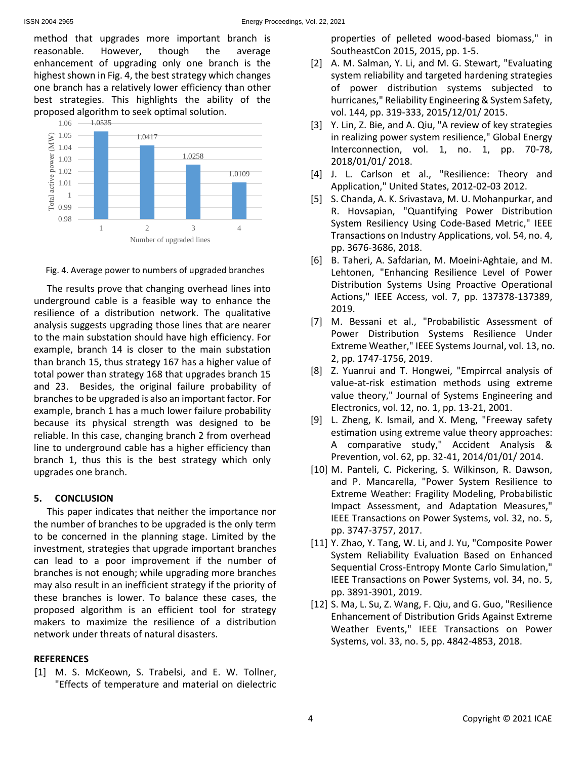method that upgrades more important branch is reasonable. However, though the average enhancement of upgrading only one branch is the highest shown in Fig. 4, the best strategy which changes one branch has a relatively lower efficiency than other best strategies. This highlights the ability of the proposed algorithm to seek optimal solution.

1.06
1.05
1.04
1.03
1.02
1.01
1
0.99
0.98
Total active power (MW)
1.0535
1.0417
1.0258
1.0109
1
2
3
4
Number of upgraded lines

Fig. 4. Average power to numbers of upgraded branches

The results prove that changing overhead lines into underground cable is a feasible way to enhance the resilience of a distribution network. The qualitative analysis suggests upgrading those lines that are nearer to the main substation should have high efficiency. For example, branch 14 is closer to the main substation than branch 15, thus strategy 167 has a higher value of total power than strategy 168 that upgrades branch 15 and 23. Besides, the original failure probability of branches to be upgraded is also an important factor. For example, branch 1 has a much lower failure probability because its physical strength was designed to be reliable. In this case, changing branch 2 from overhead line to underground cable has a higher efficiency than branch 1, thus this is the best strategy which only upgrades one branch.

## 5. CONCLUSION

This paper indicates that neither the importance nor the number of branches to be upgraded is the only term to be concerned in the planning stage. Limited by the investment, strategies that upgrade important branches can lead to a poor improvement if the number of branches is not enough; while upgrading more branches may also result in an inefficient strategy if the priority of these branches is lower. To balance these cases, the proposed algorithm is an efficient tool for strategy makers to maximize the resilience of a distribution network under threats of natural disasters.

## REFERENCES

[1] M. S. McKeown, S. Trabelsi, and E. W. Tollner, "Effects of temperature and material on dielectric properties of pelleted wood-based biomass," in SoutheastCon 2015, 2015, pp. 1-5.

[2] A. M. Salman, Y. Li, and M. G. Stewart, "Evaluating system reliability and targeted hardening strategies of power distribution systems subjected to hurricanes," Reliability Engineering & System Safety, vol. 144, pp. 319-333, 2015/12/01/ 2015.

[3] Y. Lin, Z. Bie, and A. Qiu, "A review of key strategies in realizing power system resilience," Global Energy Interconnection, vol. 1, no. 1, pp. 70-78, 2018/01/01/ 2018.

[4] J. L. Carlson et al., "Resilience: Theory and Application," United States, 2012-02-03 2012.

[5] S. Chanda, A. K. Srivastava, M. U. Mohanpurkar, and R. Hovsapian, "Quantifying Power Distribution System Resiliency Using Code-Based Metric," IEEE Transactions on Industry Applications, vol. 54, no. 4, pp. 3676-3686, 2018.

[6] B. Taheri, A. Safdarian, M. Moeini-Aghtaie, and M. Lehtonen, "Enhancing Resilience Level of Power Distribution Systems Using Proactive Operational Actions," IEEE Access, vol. 7, pp. 137378-137389, 2019.

[7] M. Bessani et al., "Probabilistic Assessment of Power Distribution Systems Resilience Under Extreme Weather," IEEE Systems Journal, vol. 13, no. 2, pp. 1747-1756, 2019.

[8] Z. Yuanrui and T. Hongwei, "Empirrcal analysis of value-at-risk estimation methods using extreme value theory," Journal of Systems Engineering and Electronics, vol. 12, no. 1, pp. 13-21, 2001.

[9] L. Zheng, K. Ismail, and X. Meng, "Freeway safety estimation using extreme value theory approaches: A comparative study," Accident Analysis & Prevention, vol. 62, pp. 32-41, 2014/01/01/ 2014.

[10] M. Panteli, C. Pickering, S. Wilkinson, R. Dawson, and P. Mancarella, "Power System Resilience to Extreme Weather: Fragility Modeling, Probabilistic Impact Assessment, and Adaptation Measures," IEEE Transactions on Power Systems, vol. 32, no. 5, pp. 3747-3757, 2017.

[11] Y. Zhao, Y. Tang, W. Li, and J. Yu, "Composite Power System Reliability Evaluation Based on Enhanced Sequential Cross-Entropy Monte Carlo Simulation," IEEE Transactions on Power Systems, vol. 34, no. 5, pp. 3891-3901, 2019.

[12] S. Ma, L. Su, Z. Wang, F. Qiu, and G. Guo, "Resilience Enhancement of Distribution Grids Against Extreme Weather Events," IEEE Transactions on Power Systems, vol. 33, no. 5, pp. 4842-4853, 2018.